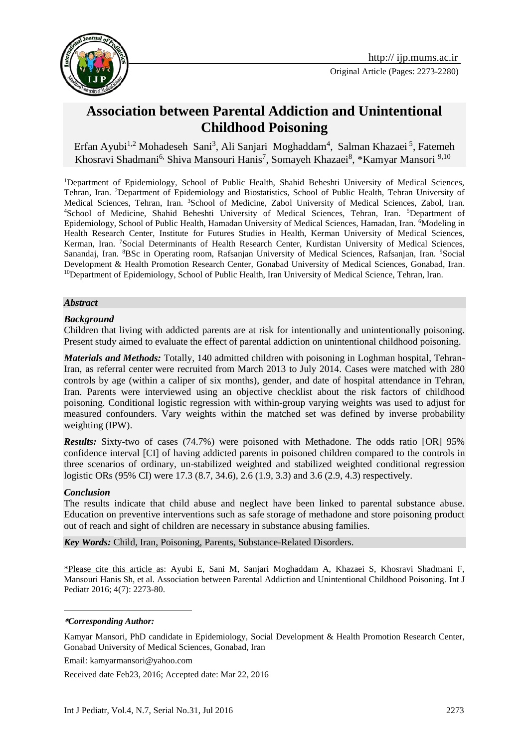Original Article (Pages: 2273-2280)

# Association between Parental Addiction and Unintentional Childhood Poisoning

Erfan Ayubi[1,2] Mohadeseh Sani[3], Ali Sanjari Moghaddam[4], Salman Khazaei[5], Fatemeh Khosravi Shadmani[6], Shiva Mansouri Hanis[7], Somayeh Khazaei[8], *Kamyar Mansori[9,10]

[1]Department of Epidemiology, School of Public Health, Shahid Beheshti University of Medical Sciences, Tehran, Iran. [2]Department of Epidemiology and Biostatistics, School of Public Health, Tehran University of Medical Sciences, Tehran, Iran. [3]School of Medicine, Zabol University of Medical Sciences, Zabol, Iran. [4]School of Medicine, Shahid Beheshti University of Medical Sciences, Tehran, Iran. [5]Department of Epidemiology, School of Public Health, Hamadan University of Medical Sciences, Hamadan, Iran. [6]Modeling in Health Research Center, Institute for Futures Studies in Health, Kerman University of Medical Sciences, Kerman, Iran. [7]Social Determinants of Health Research Center, Kurdistan University of Medical Sciences, Sanandaj, Iran. [8]BSc in Operating room, Rafsanjan University of Medical Sciences, Rafsanjan, Iran. [9]Social Development & Health Promotion Research Center, Gonabad University of Medical Sciences, Gonabad, Iran. [10]Department of Epidemiology, School of Public Health, Iran University of Medical Science, Tehran, Iran.

### *Abstract*

***Background***

Children that living with addicted parents are at risk for intentionally and unintentionally poisoning. Present study aimed to evaluate the effect of parental addiction on unintentional childhood poisoning.

***Materials and Methods:*** Totally, 140 admitted children with poisoning in Loghman hospital, Tehran-Iran, as referral center were recruited from March 2013 to July 2014. Cases were matched with 280 controls by age (within a caliper of six months), gender, and date of hospital attendance in Tehran, Iran. Parents were interviewed using an objective checklist about the risk factors of childhood poisoning. Conditional logistic regression with within-group varying weights was used to adjust for measured confounders. Vary weights within the matched set was defined by inverse probability weighting (IPW).

***Results:*** Sixty-two of cases (74.7%) were poisoned with Methadone. The odds ratio [OR] 95% confidence interval [CI] of having addicted parents in poisoned children compared to the controls in three scenarios of ordinary, un-stabilized weighted and stabilized weighted conditional regression logistic ORs (95% CI) were 17.3 (8.7, 34.6), 2.6 (1.9, 3.3) and 3.6 (2.9, 4.3) respectively.

***Conclusion***

The results indicate that child abuse and neglect have been linked to parental substance abuse. Education on preventive interventions such as safe storage of methadone and store poisoning product out of reach and sight of children are necessary in substance abusing families.

***Key Words:*** Child, Iran, Poisoning, Parents, Substance-Related Disorders.

\*Please cite this article as: Ayubi E, Sani M, Sanjari Moghaddam A, Khazaei S, Khosravi Shadmani F, Mansouri Hanis Sh, et al. Association between Parental Addiction and Unintentional Childhood Poisoning. Int J Pediatr 2016; 4(7): 2273-80.

***\*Corresponding Author:***

Kamyar Mansori, PhD candidate in Epidemiology, Social Development & Health Promotion Research Center, Gonabad University of Medical Sciences, Gonabad, Iran

Email: kamyarmansori@yahoo.com

Received date Feb23, 2016; Accepted date: Mar 22, 2016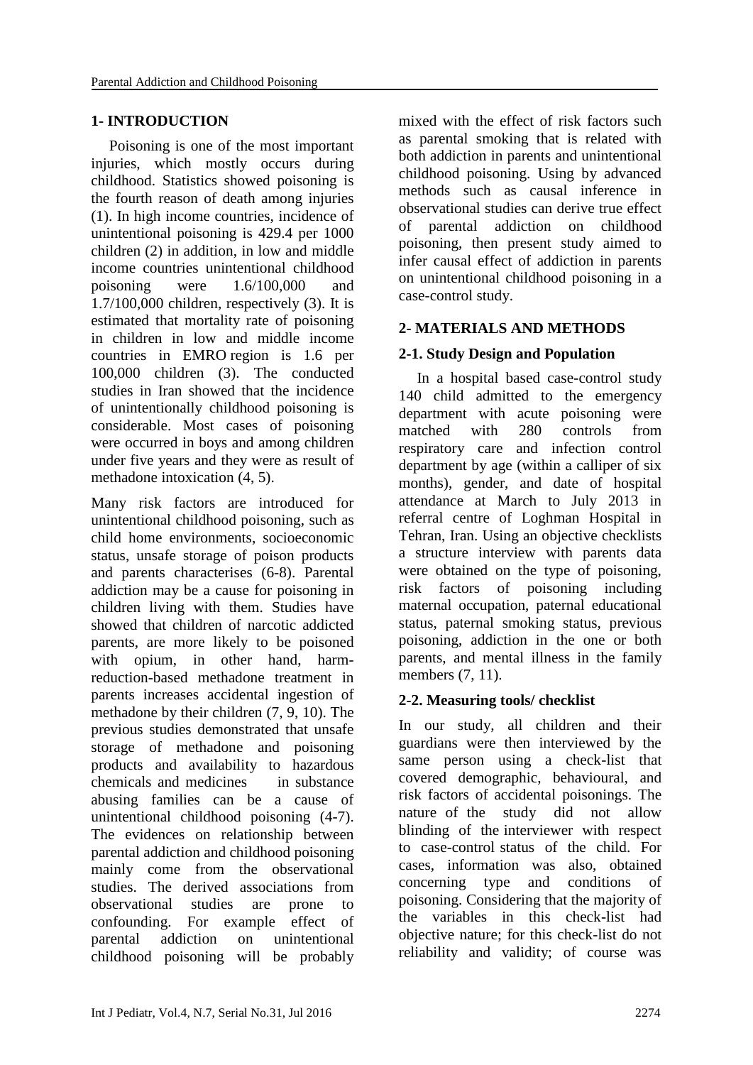## 1- INTRODUCTION

Poisoning is one of the most important injuries, which mostly occurs during childhood. Statistics showed poisoning is the fourth reason of death among injuries (1). In high income countries, incidence of unintentional poisoning is 429.4 per 1000 children (2) in addition, in low and middle income countries unintentional childhood poisoning were 1.6/100,000 and 1.7/100,000 children, respectively (3). It is estimated that mortality rate of poisoning in children in low and middle income countries in EMRO region is 1.6 per 100,000 children (3). The conducted studies in Iran showed that the incidence of unintentionally childhood poisoning is considerable. Most cases of poisoning were occurred in boys and among children under five years and they were as result of methadone intoxication (4, 5).

Many risk factors are introduced for unintentional childhood poisoning, such as child home environments, socioeconomic status, unsafe storage of poison products and parents characterises (6-8). Parental addiction may be a cause for poisoning in children living with them. Studies have showed that children of narcotic addicted parents, are more likely to be poisoned with opium, in other hand, harm-reduction-based methadone treatment in parents increases accidental ingestion of methadone by their children (7, 9, 10). The previous studies demonstrated that unsafe storage of methadone and poisoning products and availability to hazardous chemicals and medicines in substance abusing families can be a cause of unintentional childhood poisoning (4-7). The evidences on relationship between parental addiction and childhood poisoning mainly come from the observational studies. The derived associations from observational studies are prone to confounding. For example effect of parental addiction on unintentional childhood poisoning will be probably mixed with the effect of risk factors such as parental smoking that is related with both addiction in parents and unintentional childhood poisoning. Using by advanced methods such as causal inference in observational studies can derive true effect of parental addiction on childhood poisoning, then present study aimed to infer causal effect of addiction in parents on unintentional childhood poisoning in a case-control study.

## 2- MATERIALS AND METHODS

### 2-1. Study Design and Population

In a hospital based case-control study 140 child admitted to the emergency department with acute poisoning were matched with 280 controls from respiratory care and infection control department by age (within a calliper of six months), gender, and date of hospital attendance at March to July 2013 in referral centre of Loghman Hospital in Tehran, Iran. Using an objective checklists a structure interview with parents data were obtained on the type of poisoning, risk factors of poisoning including maternal occupation, paternal educational status, paternal smoking status, previous poisoning, addiction in the one or both parents, and mental illness in the family members (7, 11).

### 2-2. Measuring tools/ checklist

In our study, all children and their guardians were then interviewed by the same person using a check-list that covered demographic, behavioural, and risk factors of accidental poisonings. The nature of the study did not allow blinding of the interviewer with respect to case-control status of the child. For cases, information was also, obtained concerning type and conditions of poisoning. Considering that the majority of the variables in this check-list had objective nature; for this check-list do not reliability and validity; of course was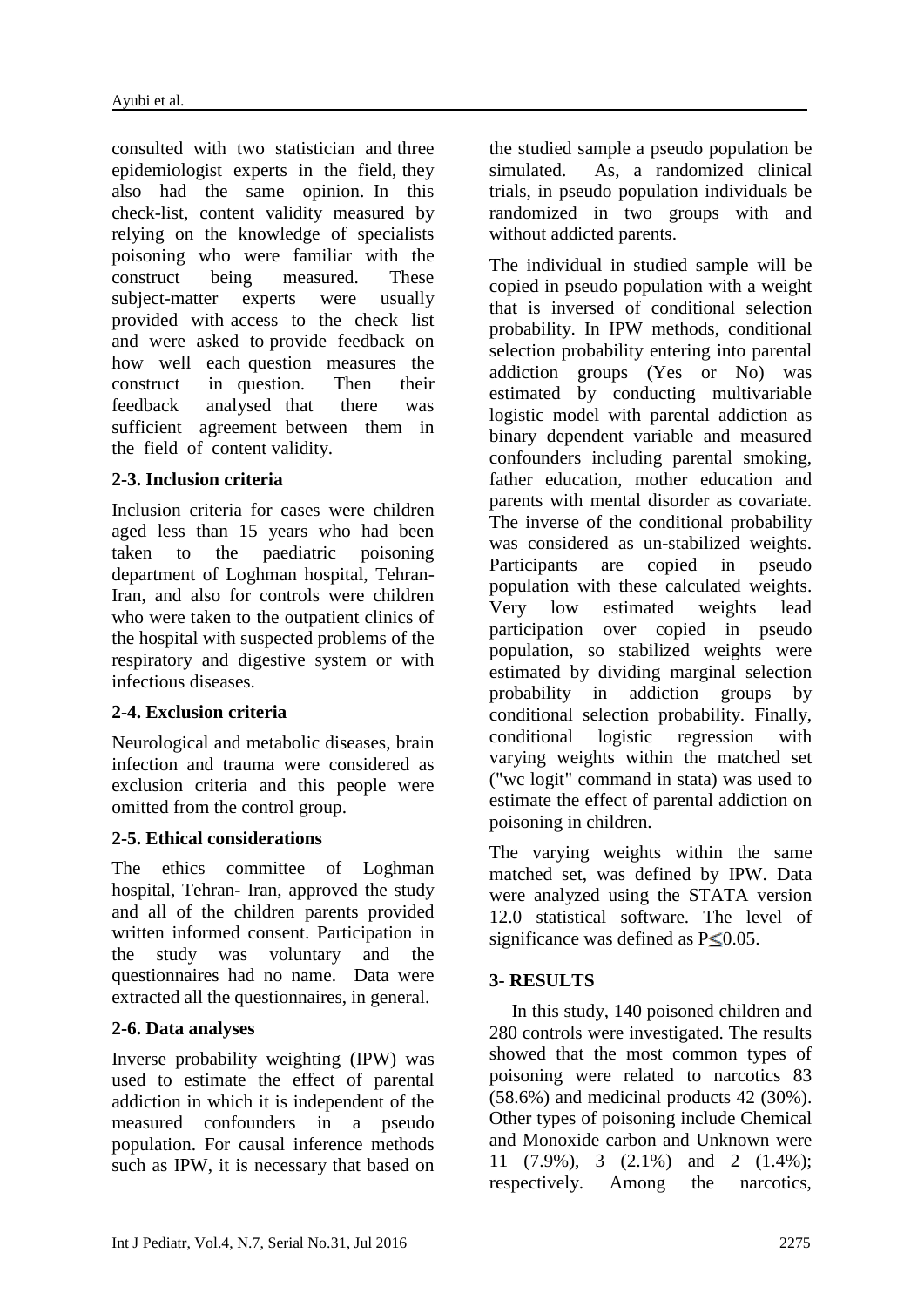consulted with two statistician and three epidemiologist experts in the field, they also had the same opinion. In this check-list, content validity measured by relying on the knowledge of specialists poisoning who were familiar with the construct being measured. These subject-matter experts were usually provided with access to the check list and were asked to provide feedback on how well each question measures the construct in question. Then their feedback analysed that there was sufficient agreement between them in the field of content validity.

## 2-3. Inclusion criteria

Inclusion criteria for cases were children aged less than 15 years who had been taken to the paediatric poisoning department of Loghman hospital, Tehran-Iran, and also for controls were children who were taken to the outpatient clinics of the hospital with suspected problems of the respiratory and digestive system or with infectious diseases.

## 2-4. Exclusion criteria

Neurological and metabolic diseases, brain infection and trauma were considered as exclusion criteria and this people were omitted from the control group.

## 2-5. Ethical considerations

The ethics committee of Loghman hospital, Tehran- Iran, approved the study and all of the children parents provided written informed consent. Participation in the study was voluntary and the questionnaires had no name. Data were extracted all the questionnaires, in general.

## 2-6. Data analyses

Inverse probability weighting (IPW) was used to estimate the effect of parental addiction in which it is independent of the measured confounders in a pseudo population. For causal inference methods such as IPW, it is necessary that based on the studied sample a pseudo population be simulated. As, a randomized clinical trials, in pseudo population individuals be randomized in two groups with and without addicted parents.

The individual in studied sample will be copied in pseudo population with a weight that is inversed of conditional selection probability. In IPW methods, conditional selection probability entering into parental addiction groups (Yes or No) was estimated by conducting multivariable logistic model with parental addiction as binary dependent variable and measured confounders including parental smoking, father education, mother education and parents with mental disorder as covariate. The inverse of the conditional probability was considered as un-stabilized weights. Participants are copied in pseudo population with these calculated weights. Very low estimated weights lead participation over copied in pseudo population, so stabilized weights were estimated by dividing marginal selection probability in addiction groups by conditional selection probability. Finally, conditional logistic regression with varying weights within the matched set ("wc logit" command in stata) was used to estimate the effect of parental addiction on poisoning in children.

The varying weights within the same matched set, was defined by IPW. Data were analyzed using the STATA version 12.0 statistical software. The level of significance was defined as $P \leq 0.05$.

# 3- RESULTS

In this study, 140 poisoned children and 280 controls were investigated. The results showed that the most common types of poisoning were related to narcotics 83 (58.6%) and medicinal products 42 (30%). Other types of poisoning include Chemical and Monoxide carbon and Unknown were 11 (7.9%), 3 (2.1%) and 2 (1.4%); respectively. Among the narcotics,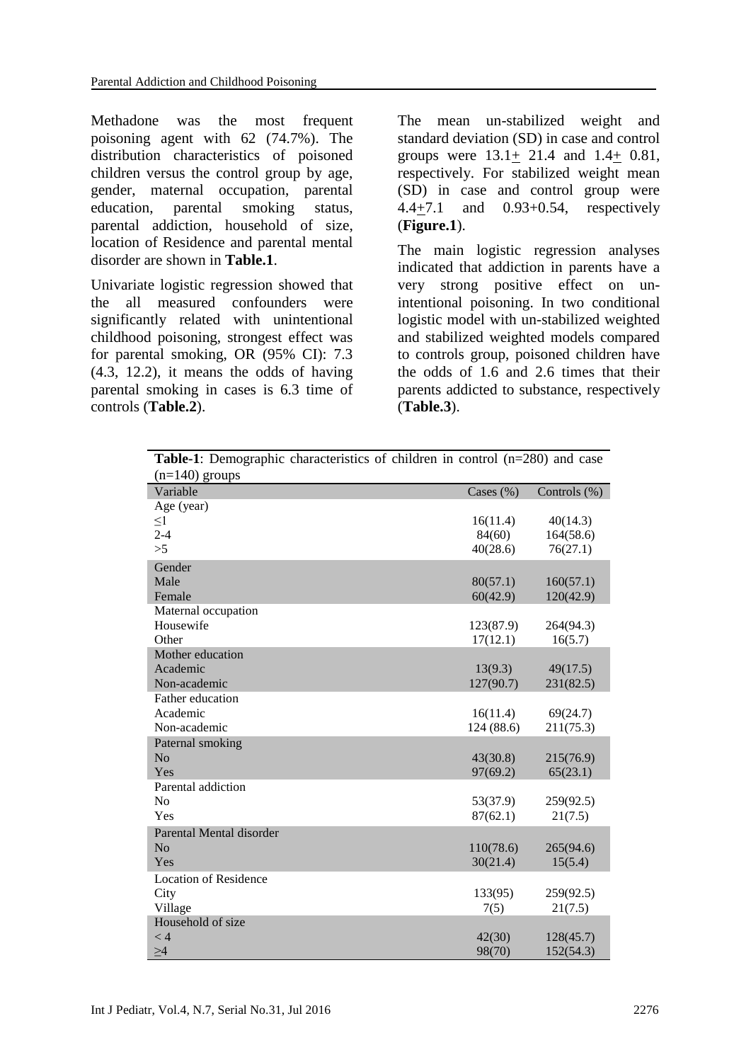Methadone was the most frequent poisoning agent with 62 (74.7%). The distribution characteristics of poisoned children versus the control group by age, gender, maternal occupation, parental education, parental smoking status, parental addiction, household of size, location of Residence and parental mental disorder are shown in **Table.1**.

Univariate logistic regression showed that the all measured confounders were significantly related with unintentional childhood poisoning, strongest effect was for parental smoking, OR (95% CI): 7.3 (4.3, 12.2), it means the odds of having parental smoking in cases is 6.3 time of controls (**Table.2**).

The mean un-stabilized weight and standard deviation (SD) in case and control groups were 13.1± 21.4 and 1.4± 0.81, respectively. For stabilized weight mean (SD) in case and control group were 4.4±7.1 and 0.93+0.54, respectively (**Figure.1**).

The main logistic regression analyses indicated that addiction in parents have a very strong positive effect on un-intentional poisoning. In two conditional logistic model with un-stabilized weighted and stabilized weighted models compared to controls group, poisoned children have the odds of 1.6 and 2.6 times that their parents addicted to substance, respectively (**Table.3**).

**Table-1**: Demographic characteristics of children in control (n=280) and case (n=140) groups

| Variable | Cases (%) | Controls (%) |
|---|---|---|
| Age (year) | | |
| ≤1 | 16(11.4) | 40(14.3) |
| 2-4 | 84(60) | 164(58.6) |
| >5 | 40(28.6) | 76(27.1) |
| Gender | | |
| Male | 80(57.1) | 160(57.1) |
| Female | 60(42.9) | 120(42.9) |
| Maternal occupation | | |
| Housewife | 123(87.9) | 264(94.3) |
| Other | 17(12.1) | 16(5.7) |
| Mother education | | |
| Academic | 13(9.3) | 49(17.5) |
| Non-academic | 127(90.7) | 231(82.5) |
| Father education | | |
| Academic | 16(11.4) | 69(24.7) |
| Non-academic | 124 (88.6) | 211(75.3) |
| Paternal smoking | | |
| No | 43(30.8) | 215(76.9) |
| Yes | 97(69.2) | 65(23.1) |
| Parental addiction | | |
| No | 53(37.9) | 259(92.5) |
| Yes | 87(62.1) | 21(7.5) |
| Parental Mental disorder | | |
| No | 110(78.6) | 265(94.6) |
| Yes | 30(21.4) | 15(5.4) |
| Location of Residence | | |
| City | 133(95) | 259(92.5) |
| Village | 7(5) | 21(7.5) |
| Household of size | | |
| < 4 | 42(30) | 128(45.7) |
| ≥4 | 98(70) | 152(54.3) |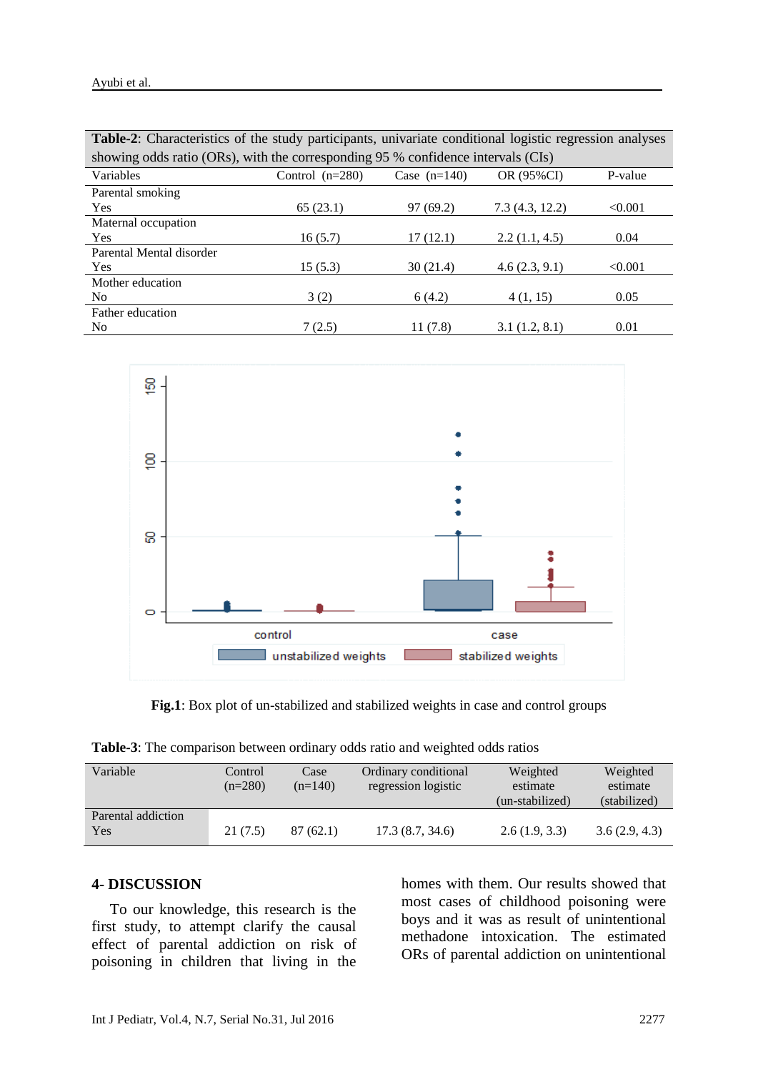**Table-2**: Characteristics of the study participants, univariate conditional logistic regression analyses showing odds ratio (ORs), with the corresponding 95 % confidence intervals (CIs)

| Variables | Control (n=280) | Case (n=140) | OR (95%CI) | P-value |
|---|---|---|---|---|
| Parental smoking | | | | |
| Yes | 65 (23.1) | 97 (69.2) | 7.3 (4.3, 12.2) | <0.001 |
| Maternal occupation | | | | |
| Yes | 16 (5.7) | 17 (12.1) | 2.2 (1.1, 4.5) | 0.04 |
| Parental Mental disorder | | | | |
| Yes | 15 (5.3) | 30 (21.4) | 4.6 (2.3, 9.1) | <0.001 |
| Mother education | | | | |
| No | 3 (2) | 6 (4.2) | 4 (1, 15) | 0.05 |
| Father education | | | | |
| No | 7 (2.5) | 11 (7.8) | 3.1 (1.2, 8.1) | 0.01 |

**Fig.1**: Box plot of un-stabilized and stabilized weights in case and control groups

**Table-3**: The comparison between ordinary odds ratio and weighted odds ratios

| Variable | Control (n=280) | Case (n=140) | Ordinary conditional regression logistic | Weighted estimate (un-stabilized) | Weighted estimate (stabilized) |
|---|---|---|---|---|---|
| Parental addiction | | | | | |
| Yes | 21 (7.5) | 87 (62.1) | 17.3 (8.7, 34.6) | 2.6 (1.9, 3.3) | 3.6 (2.9, 4.3) |

## 4- DISCUSSION

To our knowledge, this research is the first study, to attempt clarify the causal effect of parental addiction on risk of poisoning in children that living in the homes with them. Our results showed that most cases of childhood poisoning were boys and it was as result of unintentional methadone intoxication. The estimated ORs of parental addiction on unintentional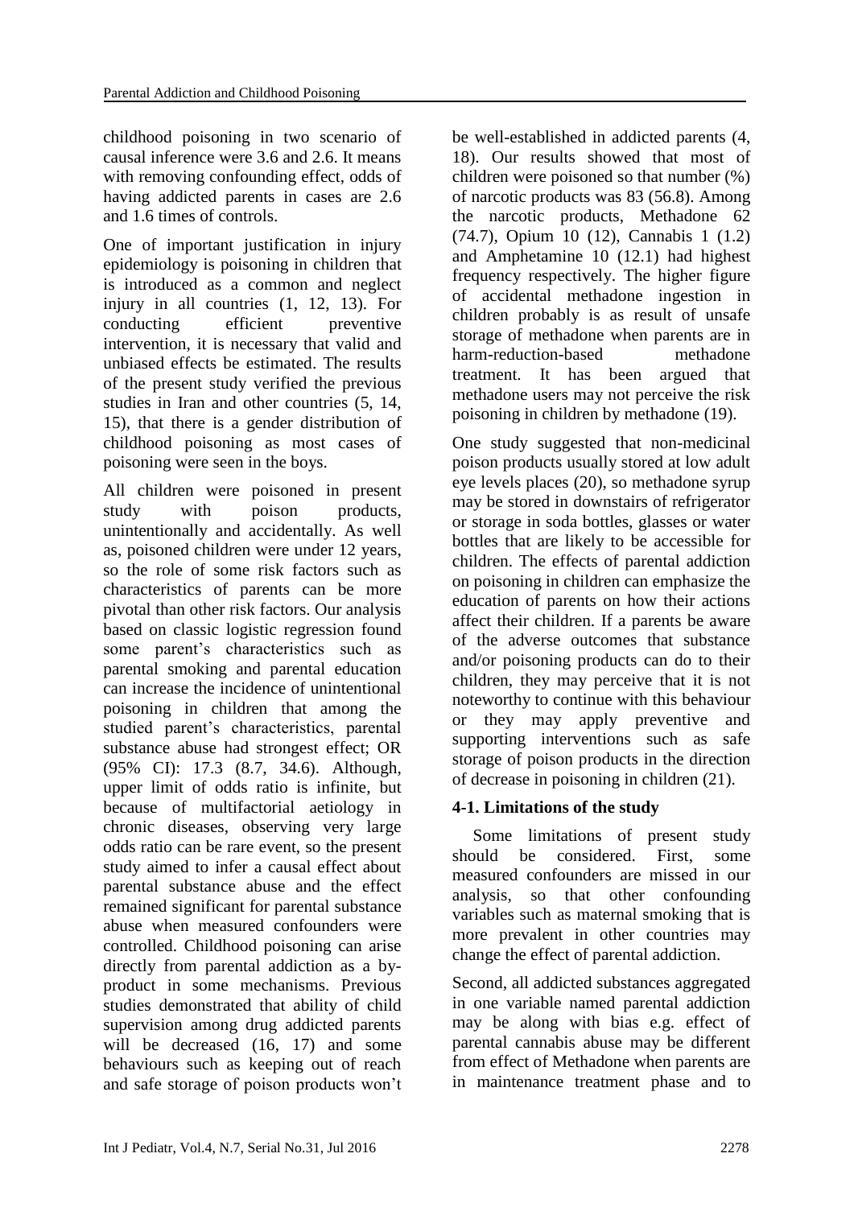childhood poisoning in two scenario of causal inference were 3.6 and 2.6. It means with removing confounding effect, odds of having addicted parents in cases are 2.6 and 1.6 times of controls.

One of important justification in injury epidemiology is poisoning in children that is introduced as a common and neglect injury in all countries (1, 12, 13). For conducting efficient preventive intervention, it is necessary that valid and unbiased effects be estimated. The results of the present study verified the previous studies in Iran and other countries (5, 14, 15), that there is a gender distribution of childhood poisoning as most cases of poisoning were seen in the boys.

All children were poisoned in present study with poison products, unintentionally and accidentally. As well as, poisoned children were under 12 years, so the role of some risk factors such as characteristics of parents can be more pivotal than other risk factors. Our analysis based on classic logistic regression found some parent's characteristics such as parental smoking and parental education can increase the incidence of unintentional poisoning in children that among the studied parent's characteristics, parental substance abuse had strongest effect; OR (95% CI): 17.3 (8.7, 34.6). Although, upper limit of odds ratio is infinite, but because of multifactorial aetiology in chronic diseases, observing very large odds ratio can be rare event, so the present study aimed to infer a causal effect about parental substance abuse and the effect remained significant for parental substance abuse when measured confounders were controlled. Childhood poisoning can arise directly from parental addiction as a by-product in some mechanisms. Previous studies demonstrated that ability of child supervision among drug addicted parents will be decreased (16, 17) and some behaviours such as keeping out of reach and safe storage of poison products won't be well-established in addicted parents (4, 18). Our results showed that most of children were poisoned so that number (%) of narcotic products was 83 (56.8). Among the narcotic products, Methadone 62 (74.7), Opium 10 (12), Cannabis 1 (1.2) and Amphetamine 10 (12.1) had highest frequency respectively. The higher figure of accidental methadone ingestion in children probably is as result of unsafe storage of methadone when parents are in harm-reduction-based methadone treatment. It has been argued that methadone users may not perceive the risk poisoning in children by methadone (19).

One study suggested that non-medicinal poison products usually stored at low adult eye levels places (20), so methadone syrup may be stored in downstairs of refrigerator or storage in soda bottles, glasses or water bottles that are likely to be accessible for children. The effects of parental addiction on poisoning in children can emphasize the education of parents on how their actions affect their children. If a parents be aware of the adverse outcomes that substance and/or poisoning products can do to their children, they may perceive that it is not noteworthy to continue with this behaviour or they may apply preventive and supporting interventions such as safe storage of poison products in the direction of decrease in poisoning in children (21).

### 4-1. Limitations of the study

Some limitations of present study should be considered. First, some measured confounders are missed in our analysis, so that other confounding variables such as maternal smoking that is more prevalent in other countries may change the effect of parental addiction.

Second, all addicted substances aggregated in one variable named parental addiction may be along with bias e.g. effect of parental cannabis abuse may be different from effect of Methadone when parents are in maintenance treatment phase and to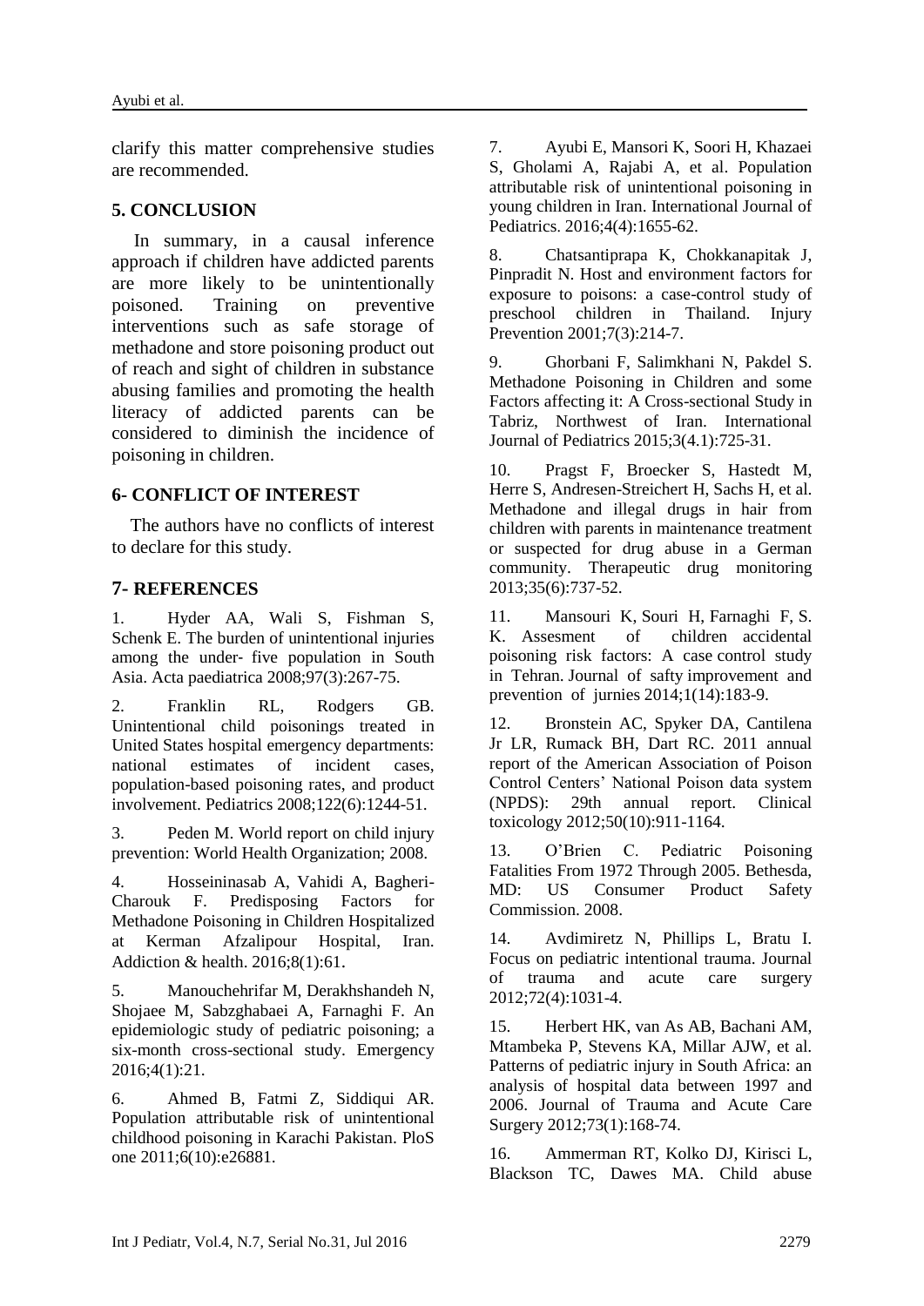clarify this matter comprehensive studies are recommended.

## 5. CONCLUSION

In summary, in a causal inference approach if children have addicted parents are more likely to be unintentionally poisoned. Training on preventive interventions such as safe storage of methadone and store poisoning product out of reach and sight of children in substance abusing families and promoting the health literacy of addicted parents can be considered to diminish the incidence of poisoning in children.

## 6- CONFLICT OF INTEREST

The authors have no conflicts of interest to declare for this study.

## 7- REFERENCES

1. Hyder AA, Wali S, Fishman S, Schenk E. The burden of unintentional injuries among the under‐ five population in South Asia. Acta paediatrica 2008;97(3):267-75.

2. Franklin RL, Rodgers GB. Unintentional child poisonings treated in United States hospital emergency departments: national estimates of incident cases, population-based poisoning rates, and product involvement. Pediatrics 2008;122(6):1244-51.

3. Peden M. World report on child injury prevention: World Health Organization; 2008.

4. Hosseininasab A, Vahidi A, Bagheri-Charouk F. Predisposing Factors for Methadone Poisoning in Children Hospitalized at Kerman Afzalipour Hospital, Iran. Addiction & health. 2016;8(1):61.

5. Manouchehrifar M, Derakhshandeh N, Shojaee M, Sabzghabaei A, Farnaghi F. An epidemiologic study of pediatric poisoning; a six-month cross-sectional study. Emergency 2016;4(1):21.

6. Ahmed B, Fatmi Z, Siddiqui AR. Population attributable risk of unintentional childhood poisoning in Karachi Pakistan. PloS one 2011;6(10):e26881.

7. Ayubi E, Mansori K, Soori H, Khazaei S, Gholami A, Rajabi A, et al. Population attributable risk of unintentional poisoning in young children in Iran. International Journal of Pediatrics. 2016;4(4):1655-62.

8. Chatsantiprapa K, Chokkanapitak J, Pinpradit N. Host and environment factors for exposure to poisons: a case-control study of preschool children in Thailand. Injury Prevention 2001;7(3):214-7.

9. Ghorbani F, Salimkhani N, Pakdel S. Methadone Poisoning in Children and some Factors affecting it: A Cross-sectional Study in Tabriz, Northwest of Iran. International Journal of Pediatrics 2015;3(4.1):725-31.

10. Pragst F, Broecker S, Hastedt M, Herre S, Andresen-Streichert H, Sachs H, et al. Methadone and illegal drugs in hair from children with parents in maintenance treatment or suspected for drug abuse in a German community. Therapeutic drug monitoring 2013;35(6):737-52.

11. Mansouri K, Souri H, Farnaghi F, S. K. Assesment of children accidental poisoning risk factors: A case control study in Tehran. Journal of safty improvement and prevention of jurnies 2014;1(14):183-9.

12. Bronstein AC, Spyker DA, Cantilena Jr LR, Rumack BH, Dart RC. 2011 annual report of the American Association of Poison Control Centers' National Poison data system (NPDS): 29th annual report. Clinical toxicology 2012;50(10):911-1164.

13. O'Brien C. Pediatric Poisoning Fatalities From 1972 Through 2005. Bethesda, MD: US Consumer Product Safety Commission. 2008.

14. Avdimiretz N, Phillips L, Bratu I. Focus on pediatric intentional trauma. Journal of trauma and acute care surgery 2012;72(4):1031-4.

15. Herbert HK, van As AB, Bachani AM, Mtambeka P, Stevens KA, Millar AJW, et al. Patterns of pediatric injury in South Africa: an analysis of hospital data between 1997 and 2006. Journal of Trauma and Acute Care Surgery 2012;73(1):168-74.

16. Ammerman RT, Kolko DJ, Kirisci L, Blackson TC, Dawes MA. Child abuse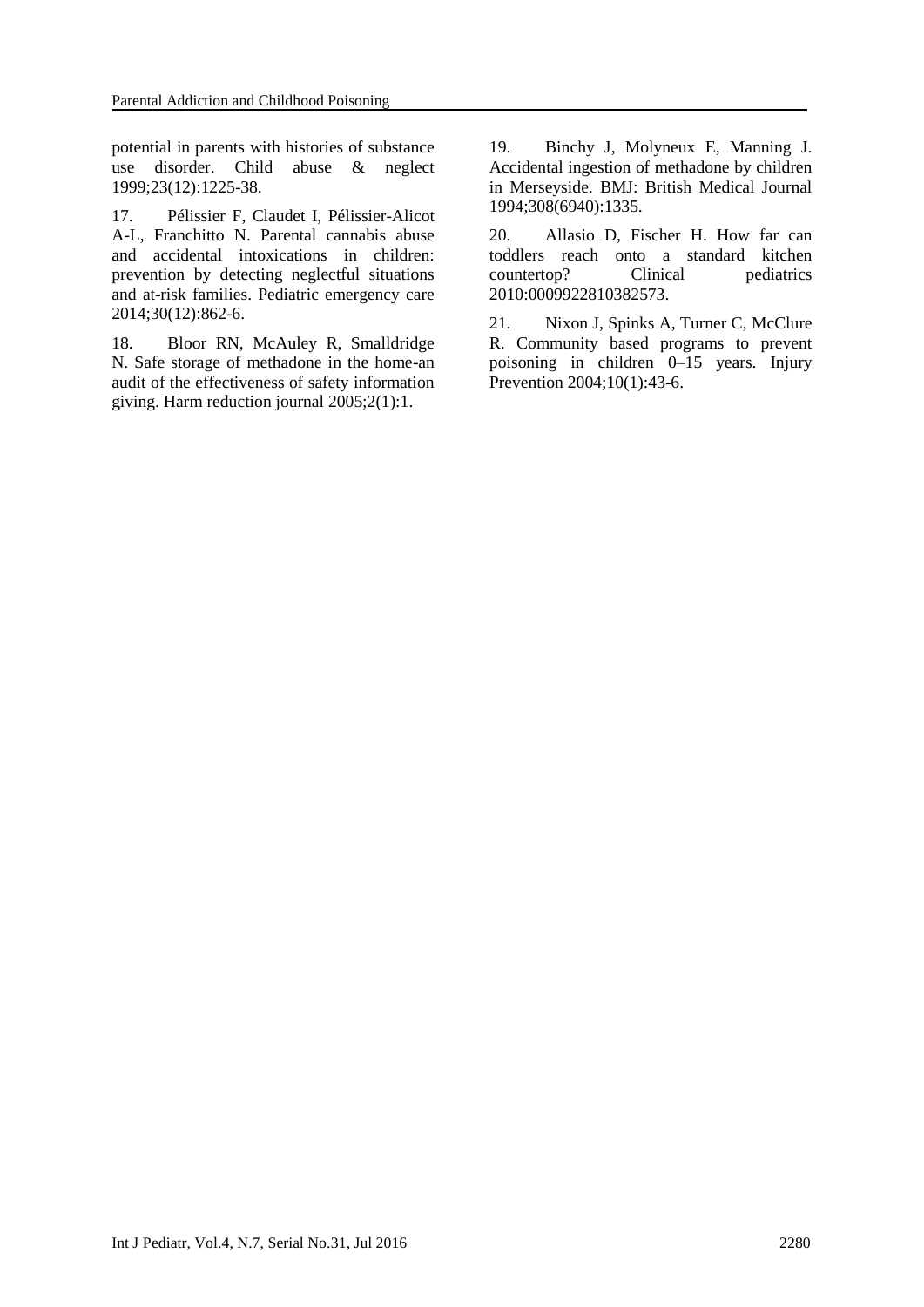potential in parents with histories of substance use disorder. Child abuse & neglect 1999;23(12):1225-38.

17. Pélissier F, Claudet I, Pélissier-Alicot A-L, Franchitto N. Parental cannabis abuse and accidental intoxications in children: prevention by detecting neglectful situations and at-risk families. Pediatric emergency care 2014;30(12):862-6.

18. Bloor RN, McAuley R, Smalldridge N. Safe storage of methadone in the home-an audit of the effectiveness of safety information giving. Harm reduction journal 2005;2(1):1.

19. Binchy J, Molyneux E, Manning J. Accidental ingestion of methadone by children in Merseyside. BMJ: British Medical Journal 1994;308(6940):1335.

20. Allasio D, Fischer H. How far can toddlers reach onto a standard kitchen countertop? Clinical pediatrics 2010:0009922810382573.

21. Nixon J, Spinks A, Turner C, McClure R. Community based programs to prevent poisoning in children 0–15 years. Injury Prevention 2004;10(1):43-6.